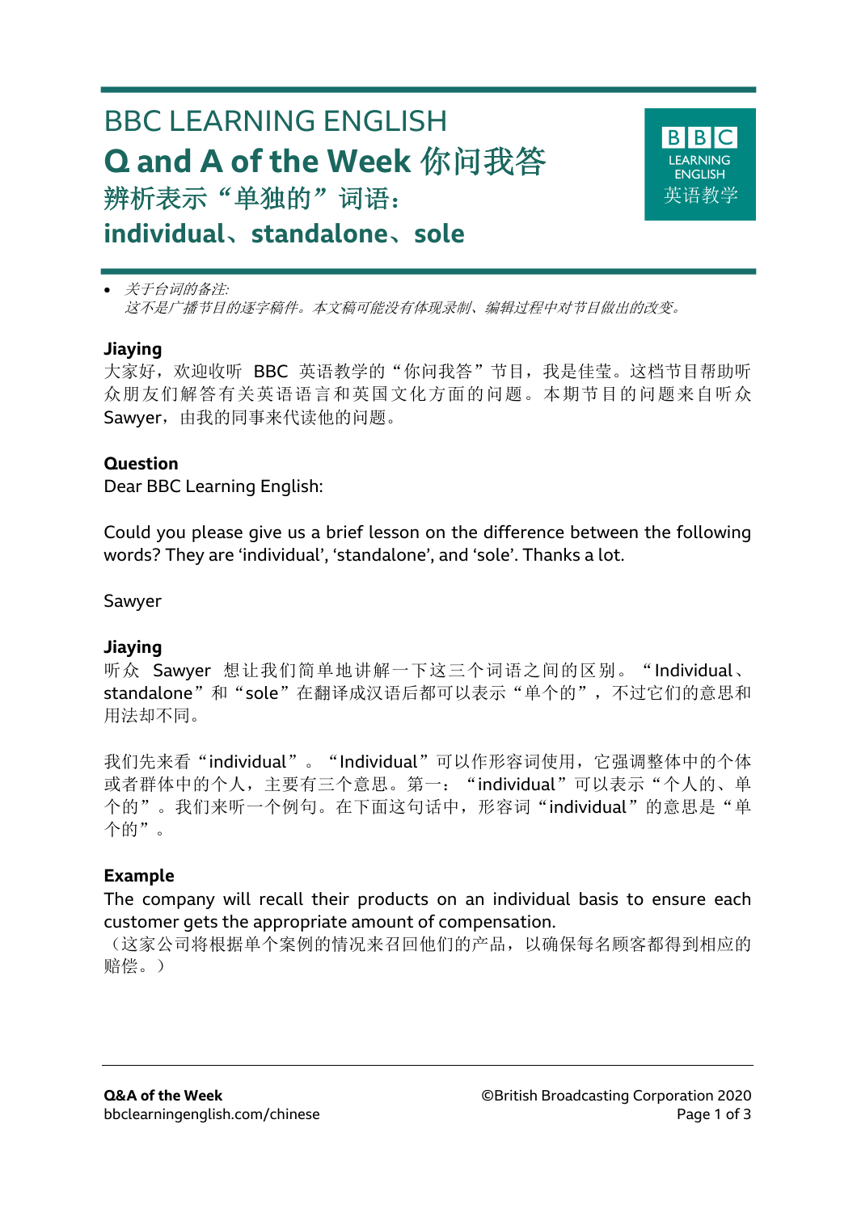# BBC LEARNING ENGLISH

# Q and A of the Week 你问我答

## 辨析表示“单独的”词语：

## individual、standalone、sole

- *关于台词的备注:*
  *这不是广播节目的逐字稿件。本文稿可能没有体现录制、编辑过程中对节目做出的改变。*

**Jiaying**

大家好，欢迎收听 BBC 英语教学的“你问我答”节目，我是佳莹。这档节目帮助听众朋友们解答有关英语语言和英国文化方面的问题。本期节目的问题来自听众 Sawyer，由我的同事来代读他的问题。

**Question**

Dear BBC Learning English:

Could you please give us a brief lesson on the difference between the following words? They are ‘individual’, ‘standalone’, and ‘sole’. Thanks a lot.

Sawyer

**Jiaying**

听众 Sawyer 想让我们简单地讲解一下这三个词语之间的区别。“Individual、standalone”和“sole”在翻译成汉语后都可以表示“单个的”，不过它们的意思和用法却不同。

我们先来看“individual”。“Individual”可以作形容词使用，它强调整体中的个体或者群体中的个人，主要有三个意思。第一：“individual”可以表示“个人的、单个的”。我们来听一个例句。在下面这句话中，形容词“individual”的意思是“单个的”。

**Example**

The company will recall their products on an individual basis to ensure each customer gets the appropriate amount of compensation.

（这家公司将根据单个案例的情况来召回他们的产品，以确保每名顾客都得到相应的赔偿。）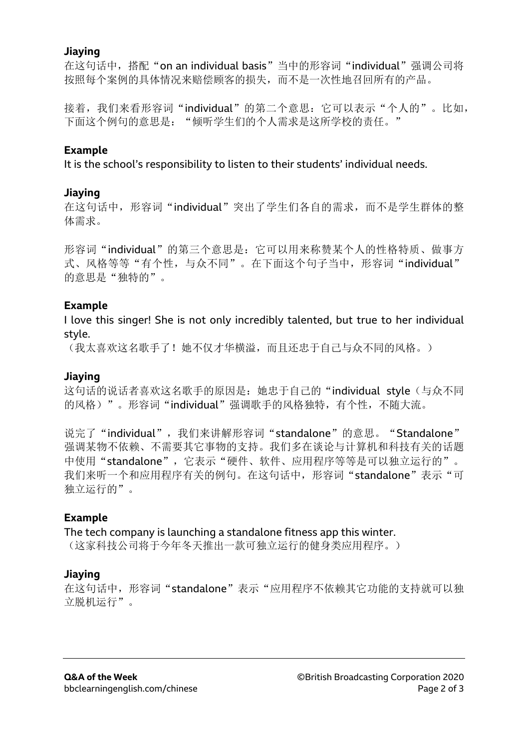**Jiaying**

在这句话中，搭配"on an individual basis"当中的形容词"individual"强调公司将按照每个案例的具体情况来赔偿顾客的损失，而不是一次性地召回所有的产品。

接着，我们来看形容词"individual"的第二个意思：它可以表示"个人的"。比如，下面这个例句的意思是："倾听学生们的个人需求是这所学校的责任。"

**Example**

It is the school's responsibility to listen to their students' individual needs.

**Jiaying**

在这句话中，形容词"individual"突出了学生们各自的需求，而不是学生群体的整体需求。

形容词"individual"的第三个意思是：它可以用来称赞某个人的性格特质、做事方式、风格等等"有个性，与众不同"。在下面这个句子当中，形容词"individual"的意思是"独特的"。

**Example**

I love this singer! She is not only incredibly talented, but true to her individual style.

（我太喜欢这名歌手了！她不仅才华横溢，而且还忠于自己与众不同的风格。）

**Jiaying**

这句话的说话者喜欢这名歌手的原因是：她忠于自己的"individual style（与众不同的风格）"。形容词"individual"强调歌手的风格独特，有个性，不随大流。

说完了"individual"，我们来讲解形容词"standalone"的意思。"Standalone"强调某物不依赖、不需要其它事物的支持。我们多在谈论与计算机和科技有关的话题中使用"standalone"，它表示"硬件、软件、应用程序等等是可以独立运行的"。我们来听一个和应用程序有关的例句。在这句话中，形容词"standalone"表示"可独立运行的"。

**Example**

The tech company is launching a standalone fitness app this winter.

（这家科技公司将于今年冬天推出一款可独立运行的健身类应用程序。）

**Jiaying**

在这句话中，形容词"standalone"表示"应用程序不依赖其它功能的支持就可以独立脱机运行"。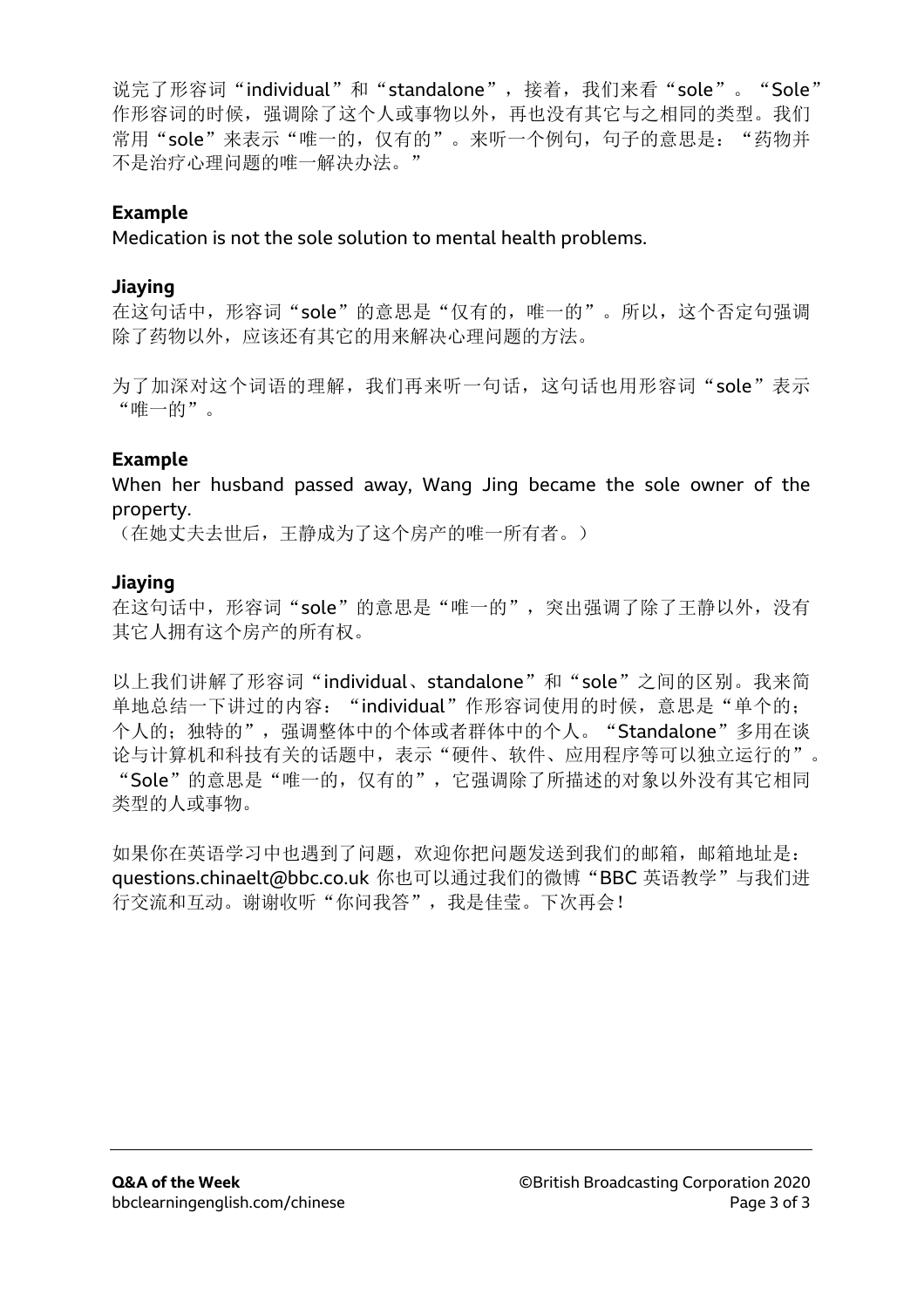说完了形容词“individual”和“standalone”，接着，我们来看“sole”。“Sole”作形容词的时候，强调除了这个人或事物以外，再也没有其它与之相同的类型。我们常用“sole”来表示“唯一的，仅有的”。来听一个例句，句子的意思是：“药物并不是治疗心理问题的唯一解决办法。”

**Example**

Medication is not the sole solution to mental health problems.

**Jiaying**

在这句话中，形容词“sole”的意思是“仅有的，唯一的”。所以，这个否定句强调除了药物以外，应该还有其它的用来解决心理问题的方法。

为了加深对这个词语的理解，我们再来听一句话，这句话也用形容词“sole”表示“唯一的”。

**Example**

When her husband passed away, Wang Jing became the sole owner of the property.

（在她丈夫去世后，王静成为了这个房产的唯一所有者。）

**Jiaying**

在这句话中，形容词“sole”的意思是“唯一的”，突出强调了除了王静以外，没有其它人拥有这个房产的所有权。

以上我们讲解了形容词“individual、standalone”和“sole”之间的区别。我来简单地总结一下讲过的内容：“individual”作形容词使用的时候，意思是“单个的；个人的；独特的”，强调整体中的个体或者群体中的个人。“Standalone”多用在谈论与计算机和科技有关的话题中，表示“硬件、软件、应用程序等可以独立运行的”。“Sole”的意思是“唯一的，仅有的”，它强调除了所描述的对象以外没有其它相同类型的人或事物。

如果你在英语学习中也遇到了问题，欢迎你把问题发送到我们的邮箱，邮箱地址是：questions.chinaelt@bbc.co.uk 你也可以通过我们的微博“BBC 英语教学”与我们进行交流和互动。谢谢收听“你问我答”，我是佳莹。下次再会！